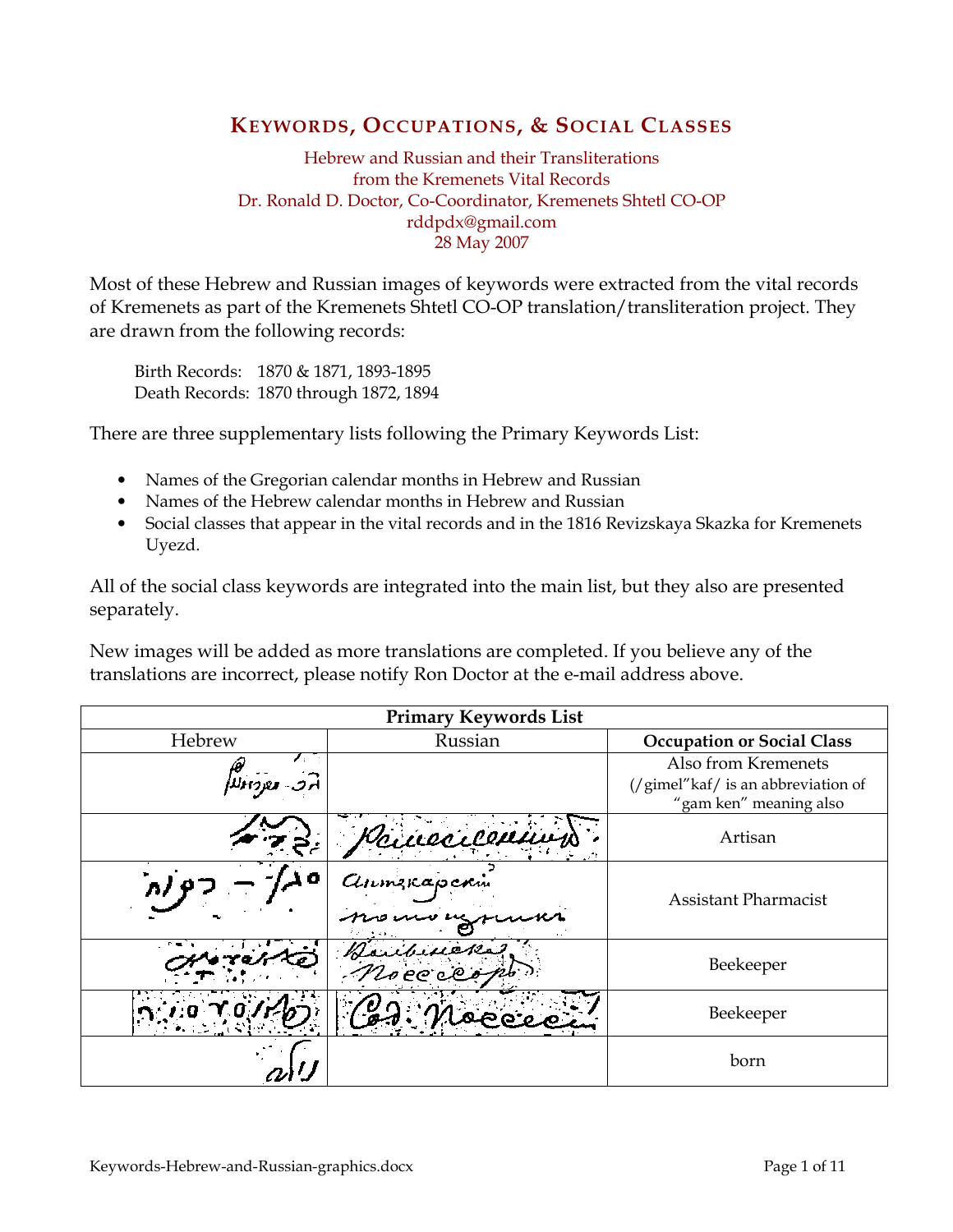# KEYWORDS, OCCUPATIONS, & SOCIAL CLASSES

Hebrew and Russian and their Transliterations
from the Kremenets Vital Records
Dr. Ronald D. Doctor, Co-Coordinator, Kremenets Shtetl CO-OP
rddpdx@gmail.com
28 May 2007

Most of these Hebrew and Russian images of keywords were extracted from the vital records of Kremenets as part of the Kremenets Shtetl CO-OP translation/transliteration project. They are drawn from the following records:

Birth Records: 1870 & 1871, 1893-1895
Death Records: 1870 through 1872, 1894

There are three supplementary lists following the Primary Keywords List:

- Names of the Gregorian calendar months in Hebrew and Russian
- Names of the Hebrew calendar months in Hebrew and Russian
- Social classes that appear in the vital records and in the 1816 Revizskaya Skazka for Kremenets Uyezd.

All of the social class keywords are integrated into the main list, but they also are presented separately.

New images will be added as more translations are completed. If you believe any of the translations are incorrect, please notify Ron Doctor at the e-mail address above.

| Primary Keywords List | | |
|---|---|---|
| Hebrew | Russian | **Occupation or Social Class** |
| ג"כ מקרעמניץ | | Also from Kremenets (/gimel"kaf/ is an abbreviation of "gam ken" meaning also |
| | Ремесленник | Artisan |
| עוזר - רוקח | Аптекарский помощник | Assistant Pharmacist |
| | Пасечник Пчеловод | Beekeeper |
| | Сад. Пчелов. | Beekeeper |
| נולד | | born |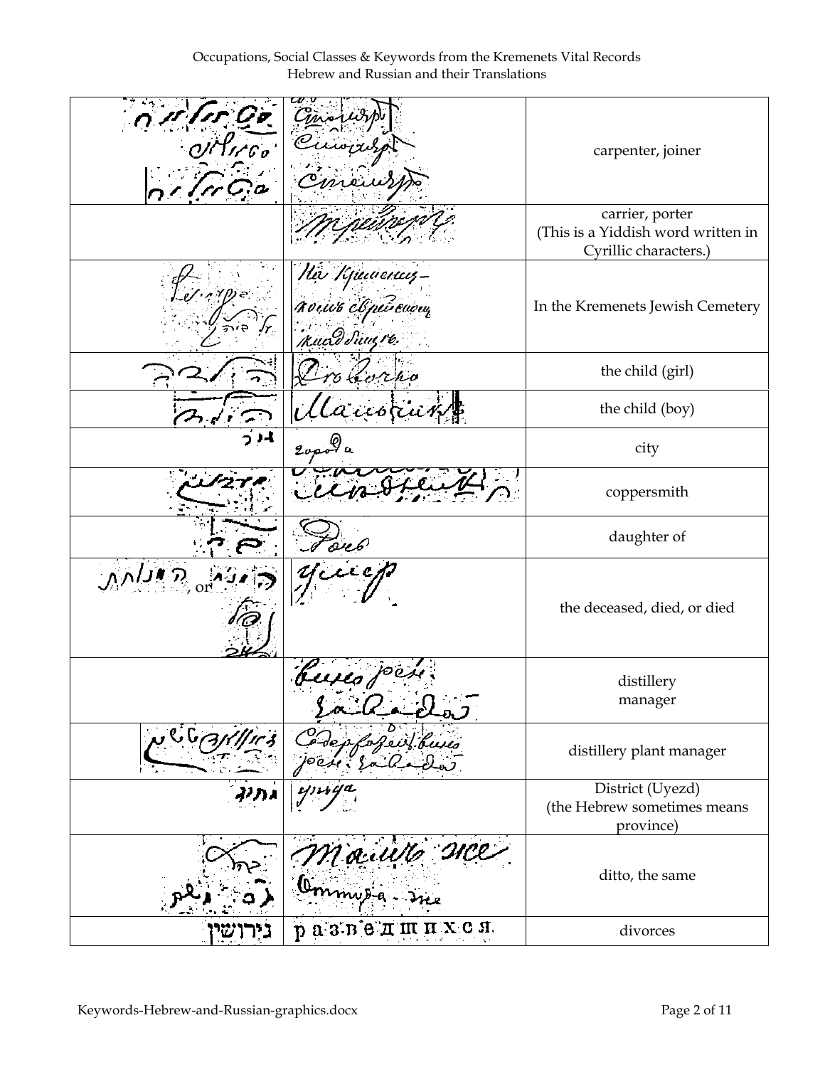| | | |
|---|---|---|
| | Столяръ Столяра Столяровъ | carpenter, joiner |
| | Трегеръ | carrier, porter (This is a Yiddish word written in Cyrillic characters.) |
| | На Кременец-кошъ еврейскомъ кладбищъ. | In the Kremenets Jewish Cemetery |
| הילדה | Дѣвочка | the child (girl) |
| הילד | Мальчикъ | the child (boy) |
| עיר | города | city |
| | | coppersmith |
| בת | Дочь | daughter of |
| הנפטר, or הנפטרת ז"ל | Умеръ | the deceased, died, or died |
| | винокуренного завода | distillery manager |
| | Содержатель винокуреннаго завода | distillery plant manager |
| גליל | уѣзда | District (Uyezd) (the Hebrew sometimes means province) |
| כנ"ל | Тоже Оттуда-же | ditto, the same |
| גירושין | разведшихся. | divorces |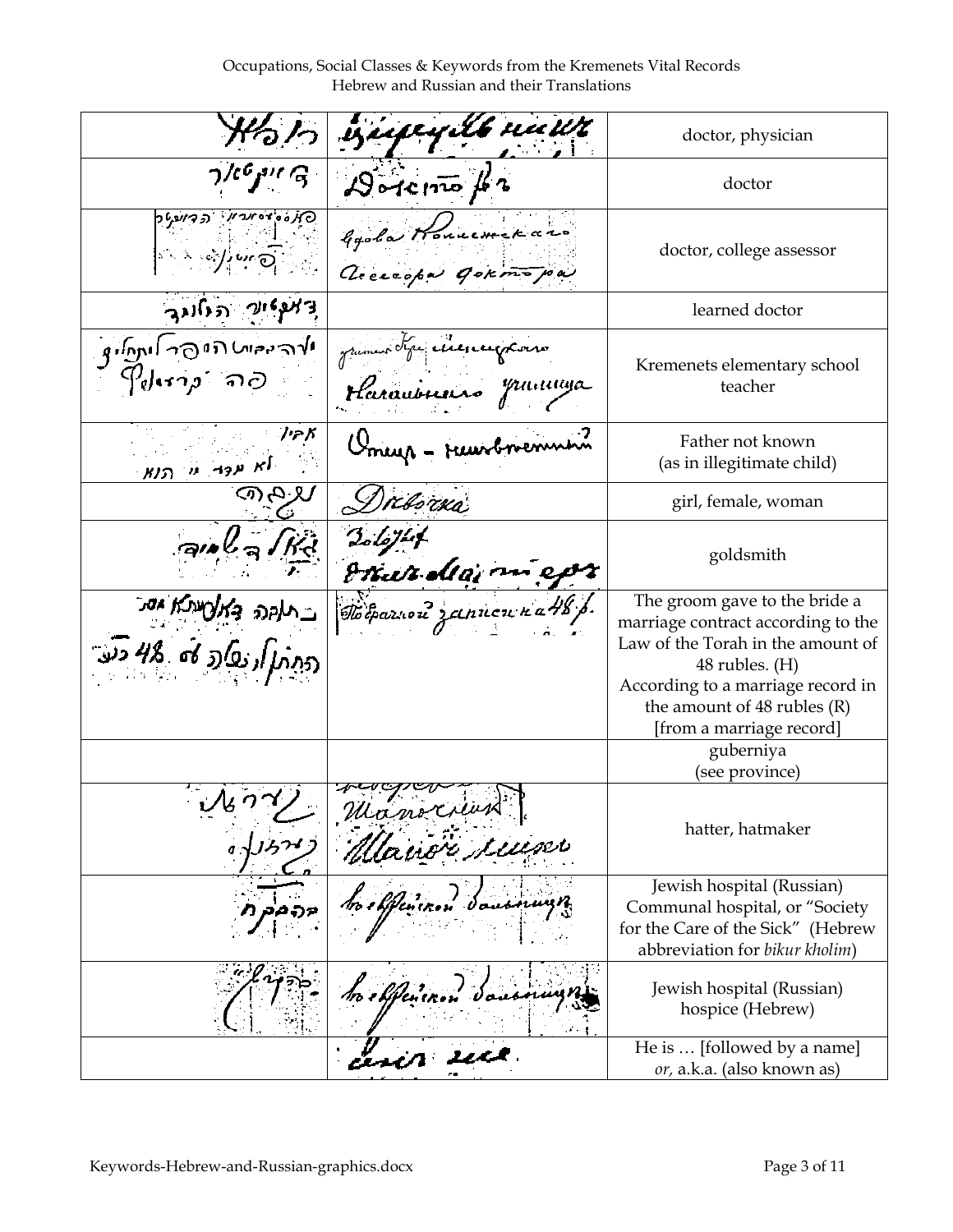| Hebrew | Russian | Translation |
|---|---|---|
| רופא | Врачъ | doctor, physician |
| דאקטאר | Доктор | doctor |
| קאללעזשסקי אסעסאר דאקטאר | Коллежскаго Ассесора доктора | doctor, college assessor |
| דאקטאר הגדול | | learned doctor |
| מורה בבית הספר העממי פה קרעמניץ | учитель Кременецкаго Начальнаго училища | Kremenets elementary school teacher |
| אביו לא נודע מי הוא | Отецъ - неизвестный | Father not known (as in illegitimate child) |
| נקבה | Девочка | girl, female, woman |
| צורף זהב | Золотых дел мастер | goldsmith |
| חתן נתן לכלה כתובה לפי דת משה וישראל בסך 48 רו״כ | По брачной записи на 48 р. | The groom gave to the bride a marriage contract according to the Law of the Torah in the amount of 48 rubles. (H) According to a marriage record in the amount of 48 rubles (R) [from a marriage record] |
| | | guberniya (see province) |
| כובען | Шапочник | hatter, hatmaker |
| הקדש | Еврейской больницы | Jewish hospital (Russian) Communal hospital, or "Society for the Care of the Sick" (Hebrew abbreviation for *bikur kholim*) |
| הקדש | Еврейской больницы | Jewish hospital (Russian) hospice (Hebrew) |
| | онъ же | He is … [followed by a name] *or*, a.k.a. (also known as) |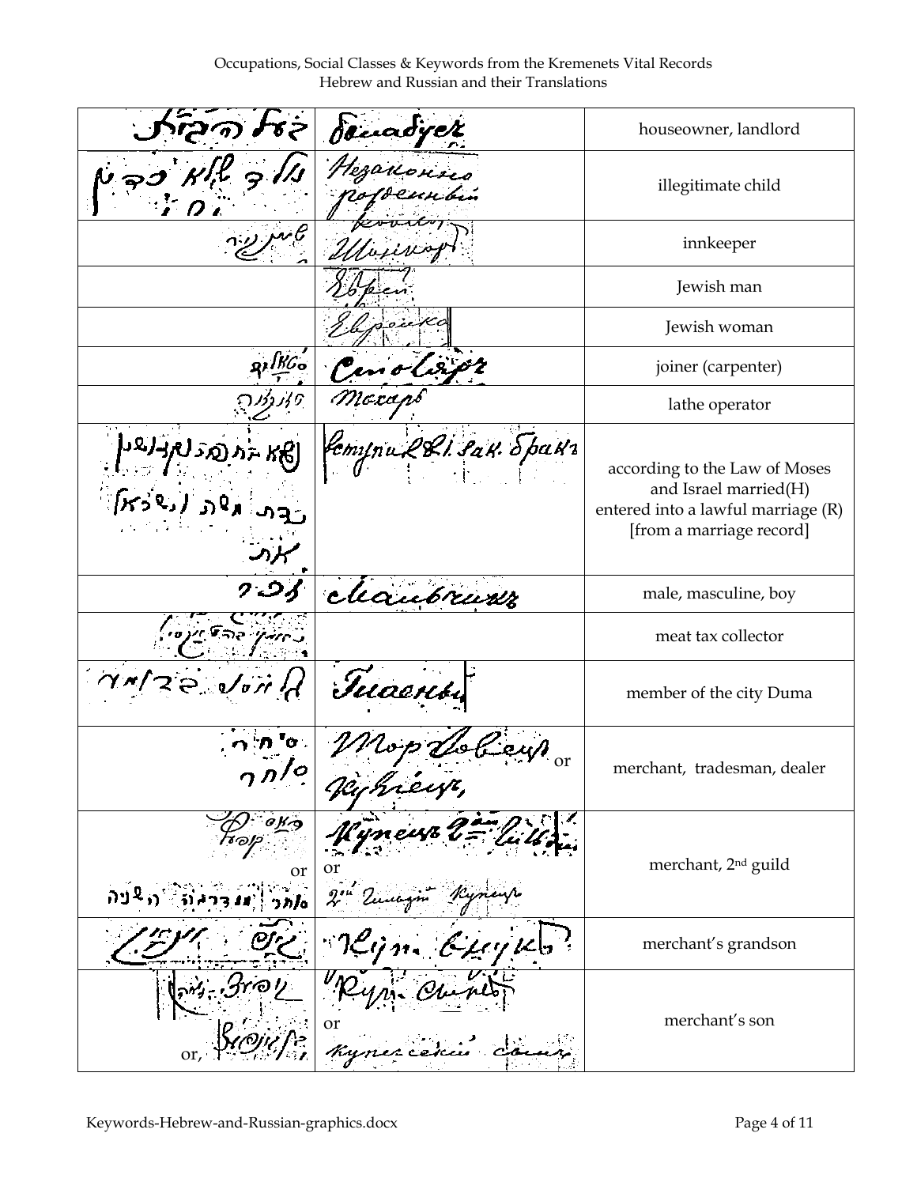Occupations, Social Classes & Keywords from the Kremenets Vital Records
Hebrew and Russian and their Translations

| Hebrew | Russian | Translation |
|---|---|---|
| בעל הבית | Домовладелец | houseowner, landlord |
| נולד בלא כדת | Незаконно рожденный | illegitimate child |
| שענקער | Шинкарь | innkeeper |
| | Еврей | Jewish man |
| | Еврейка | Jewish woman |
| סטאליר | Столяр | joiner (carpenter) |
| טאקאר | Токарь | lathe operator |
| כדת משה וישראל נשא את | Вступил в зак. брак | according to the Law of Moses and Israel married(H)<br>entered into a lawful marriage (R)<br>[from a marriage record] |
| זכר | Мальчик | male, masculine, boy |
| מחזיק בתקציבה | | meat tax collector |
| חבר דומה בעיר | Гласный | member of the city Duma |
| סוחר<br>סוחר | Торговец or Купец | merchant, tradesman, dealer |
| קופעץ<br>or<br>סוחר גילדה השניה | Купец 2ой гильдии<br>or<br>2ой гильдии купец | merchant, 2nd guild |
| בן בן סוחר | Купц. внук | merchant's grandson |
| בן סוחר<br>or, קופעץ בן | Купц. сын<br>or<br>купеческий сын | merchant's son |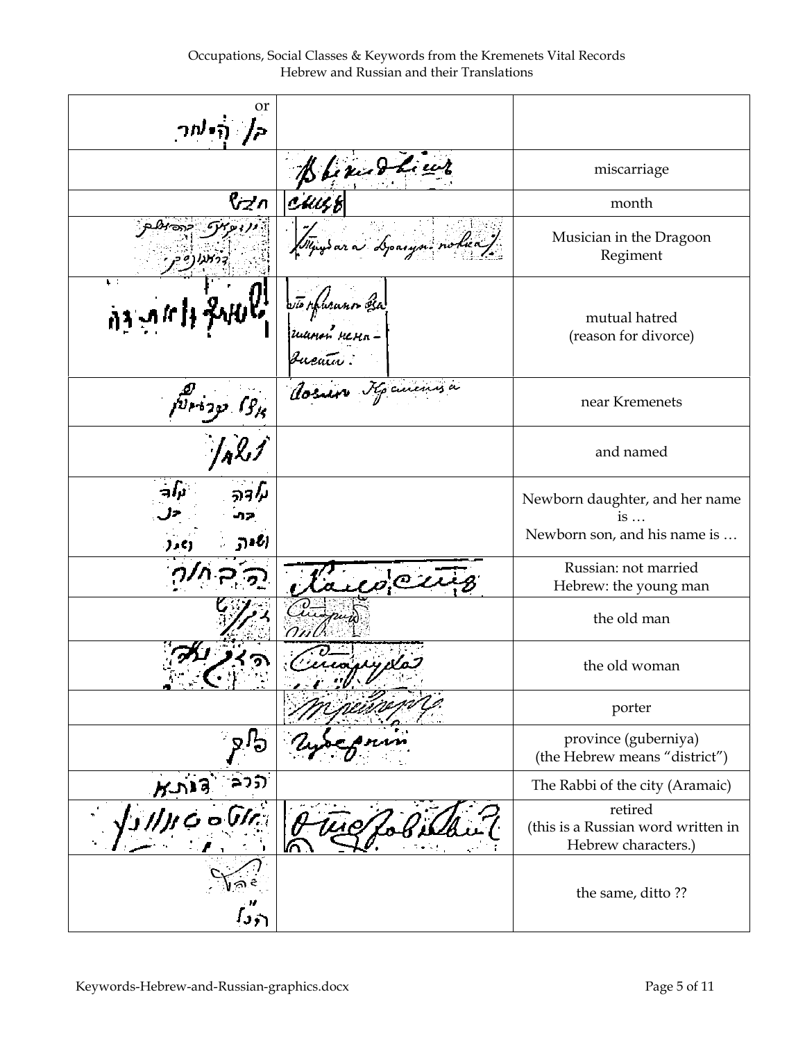| Hebrew | Russian | Translation |
|---|---|---|
| or קו׳ הכולחר | | |
| | Выкидышъ | miscarriage |
| חדש | Сень | month |
| מוזיקנט בדראגונסקי | Трубача Драгунскаго полка | Musician in the Dragoon Regiment |
| שנאה הדדית בינה | что взаимною ненавистью | mutual hatred (reason for divorce) |
| אצל קרעמעניץ | возле Кременца | near Kremenets |
| ונקרא | | and named |
| נולדה בת ושמה / נולד בן ושמו | | Newborn daughter, and her name is … Newborn son, and his name is … |
| הבחור | Холостой | Russian: not married Hebrew: the young man |
| הזקן | Старикъ | the old man |
| הזקנה | Старушка | the old woman |
| | Грузчикъ | porter |
| פלך | Губерния | province (guberniya) (the Hebrew means "district") |
| הרב דמתא | | The Rabbi of the city (Aramaic) |
| אטסטאווניך | Отставной | retired (this is a Russian word written in Hebrew characters.) |
| הנ״ל | | the same, ditto ?? |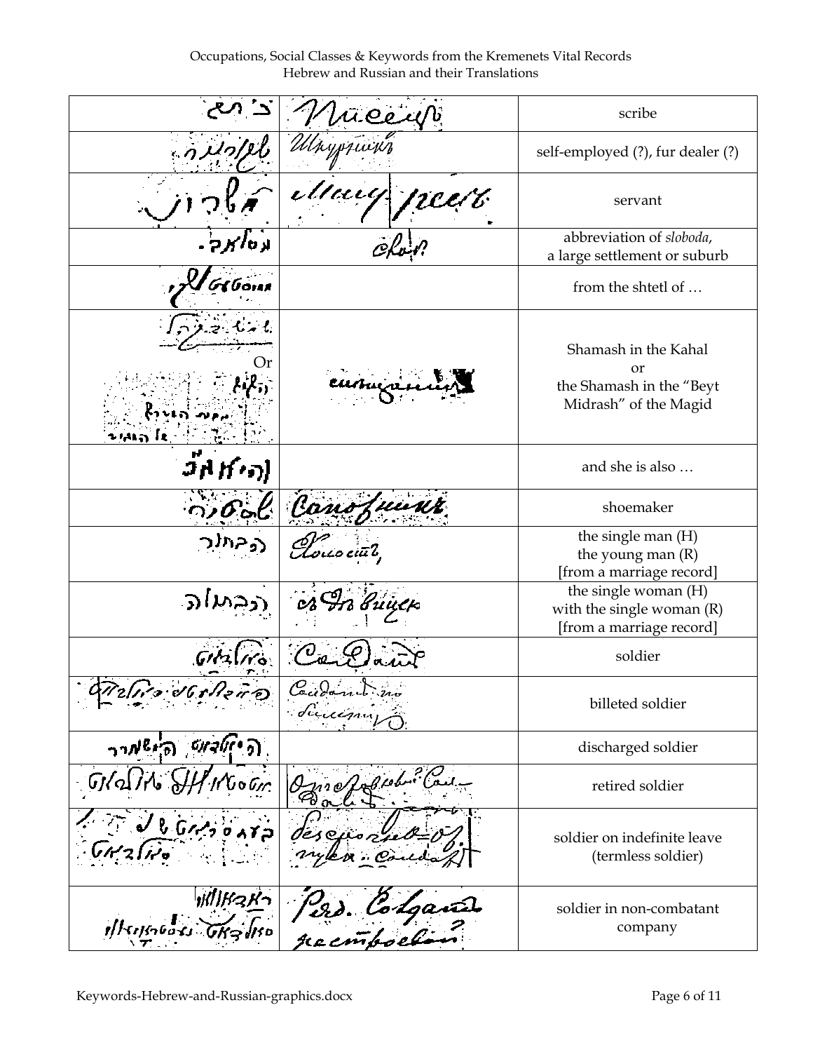Occupations, Social Classes & Keywords from the Kremenets Vital Records
Hebrew and Russian and their Translations

| Hebrew | Russian | Translation |
|---|---|---|
| כ׳ תב | Писецъ | scribe |
| עצמאית | Шкурникъ | self-employed (?), fur dealer (?) |
| משרת | Слуга / рабъ | servant |
| סלוב׳ | Слоб. | abbreviation of *sloboda*, a large settlement or suburb |
| מעיירת | | from the shtetl of … |
| ש״צ בק״ק<br>Or<br>שמש בבית המדרש של המגיד | | Shamash in the Kahal<br>or<br>the Shamash in the "Beyt Midrash" of the Magid |
| והיא אג׳ | | and she is also … |
| סנדלר | Сапожникъ | shoemaker |
| הבחור | Холостой, | the single man (H)<br>the young man (R)<br>[from a marriage record] |
| הבתולה | съ Дѣвицею | the single woman (H)<br>with the single woman (R)<br>[from a marriage record] |
| סאלדאט | Солдатъ | soldier |
| הסאלדאט העומד על קווארטיר | Солдатъ на квартирѣ | billeted soldier |
| הסאלדאט המשוחרר | | discharged soldier |
| אטסטאווני סאלדאט | Отставной Солдатъ | retired soldier |
| בעזסראטשני עטפוסק סאלדאט | Безсрочно-отпускной Солдатъ | soldier on indefinite leave (termless soldier) |
| ראבאטשי סאלדאט נעסטראיעווי | Раб. Солдатъ нестроевой | soldier in non-combatant company |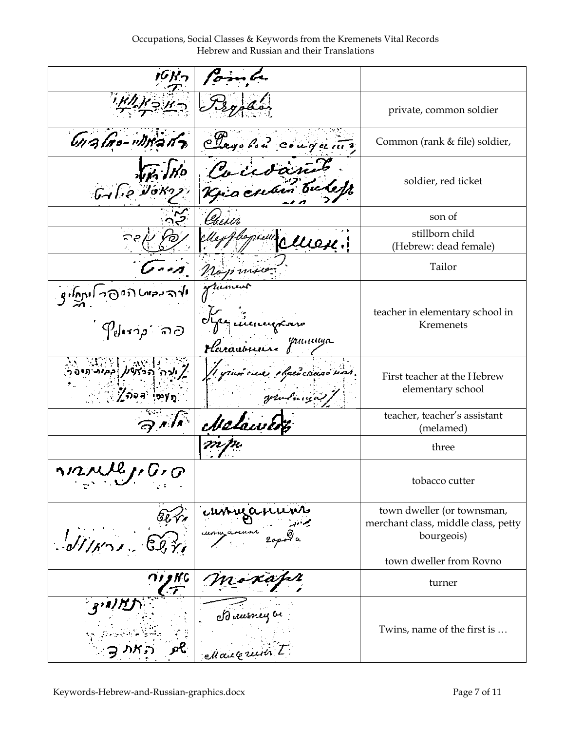| Hebrew | Russian | Translation |
|---|---|---|
| רוטא | Ротмъ | |
| הצבא רגלי | Рядовой | private, common soldier |
| הצבא-רגלי | Рядовой солдатъ | Common (rank & file) soldier, |
| סלדאט בילט אדום | Солдатъ<br>Красный билетъ | soldier, red ticket |
| בן | Сынъ | son of |
| מתה | Мертворожд. Мерт. | stillborn child<br>(Hebrew: dead female) |
| חייט | Портной | Tailor |
| מורה בבית הספר העממי פה קרעמניץ | учитель<br>Кременецкаго<br>Начальнаго училища | teacher in elementary school in Kremenets |
| מורה הראשון בבית הספר העממי פה | Учитель еврейск. нач. училища | First teacher at the Hebrew elementary school |
| מלמד | Меламедъ | teacher, teacher's assistant<br>(melamed) |
| | три | three |
| טוטין שניידער | | tobacco cutter |
| מיה"ע<br>מיה"ע ... ראוונא | мѣщанинъ<br>мѣщанинъ города | town dweller (or townsman, merchant class, middle class, petty bourgeois)<br><br>town dweller from Rovno |
| טאקער | Токарь | turner |
| תאומים<br>שם האחד | Близнецы<br>Малгучин I. | Twins, name of the first is … |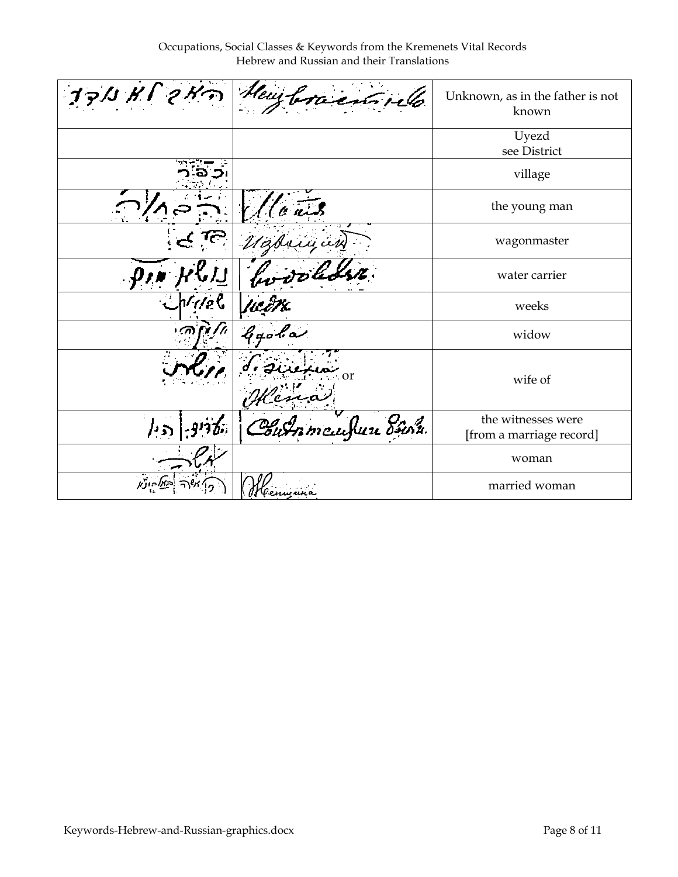| | | |
|---|---|---|
| | | Unknown, as in the father is not known |
| | | Uyezd<br>see District |
| כפר | | village |
| הבחור | | the young man |
| | | wagonmaster |
| | | water carrier |
| | | weeks |
| | | widow |
| | or | wife of |
| | | the witnesses were<br>[from a marriage record] |
| | | woman |
| | | married woman |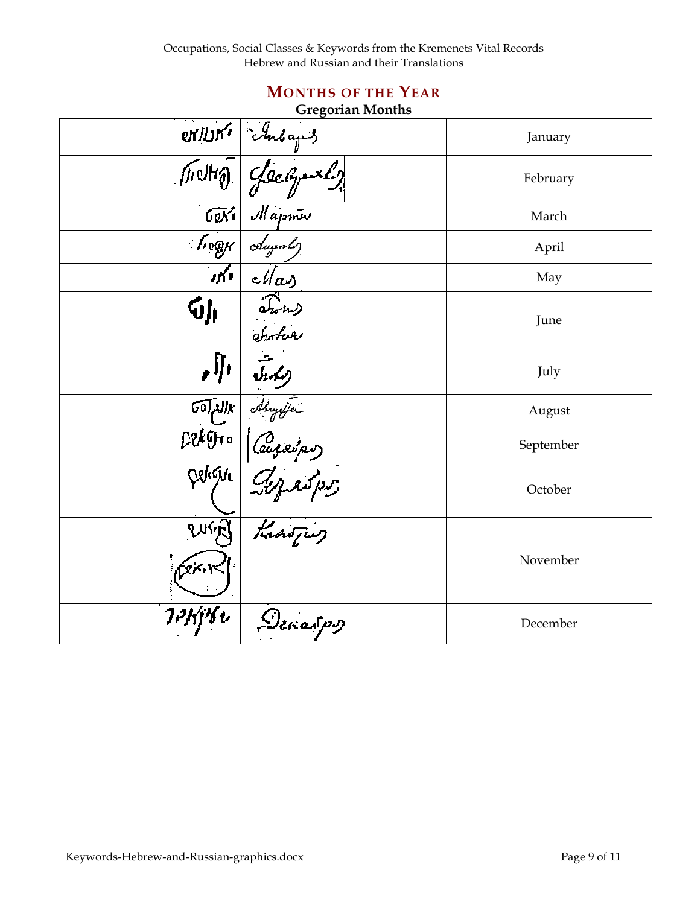## MONTHS OF THE YEAR

**Gregorian Months**

| | | |
|---|---|---|
| | | January |
| | | February |
| | | March |
| | | April |
| | | May |
| | | June |
| | | July |
| | | August |
| | | September |
| | | October |
| | | November |
| | | December |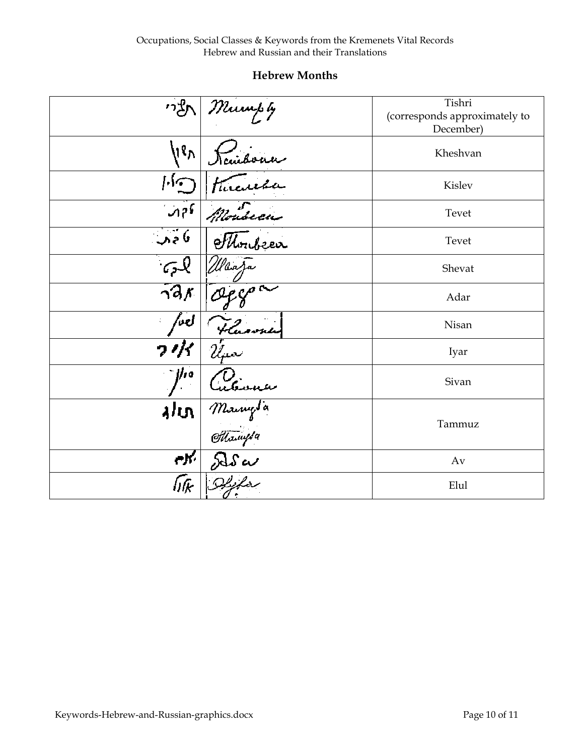## Hebrew Months

| Hebrew | Russian | English |
|---|---|---|
| תשרי | Тишрей | Tishri (corresponds approximately to December) |
| חשון | Хешванъ | Kheshvan |
| כסלו | Кислевъ | Kislev |
| טבת | Тевесъ | Tevet |
| טבת | Тевесъ | Tevet |
| שבט | Шватъ | Shevat |
| אדר | Адаръ | Adar |
| ניסן | Нисанъ | Nisan |
| אייר | Иаръ | Iyar |
| סיון | Сиванъ | Sivan |
| תמוז | Тамузъ<br>Тамузъ | Tammuz |
| אב | Абъ | Av |
| אלול | Элулъ | Elul |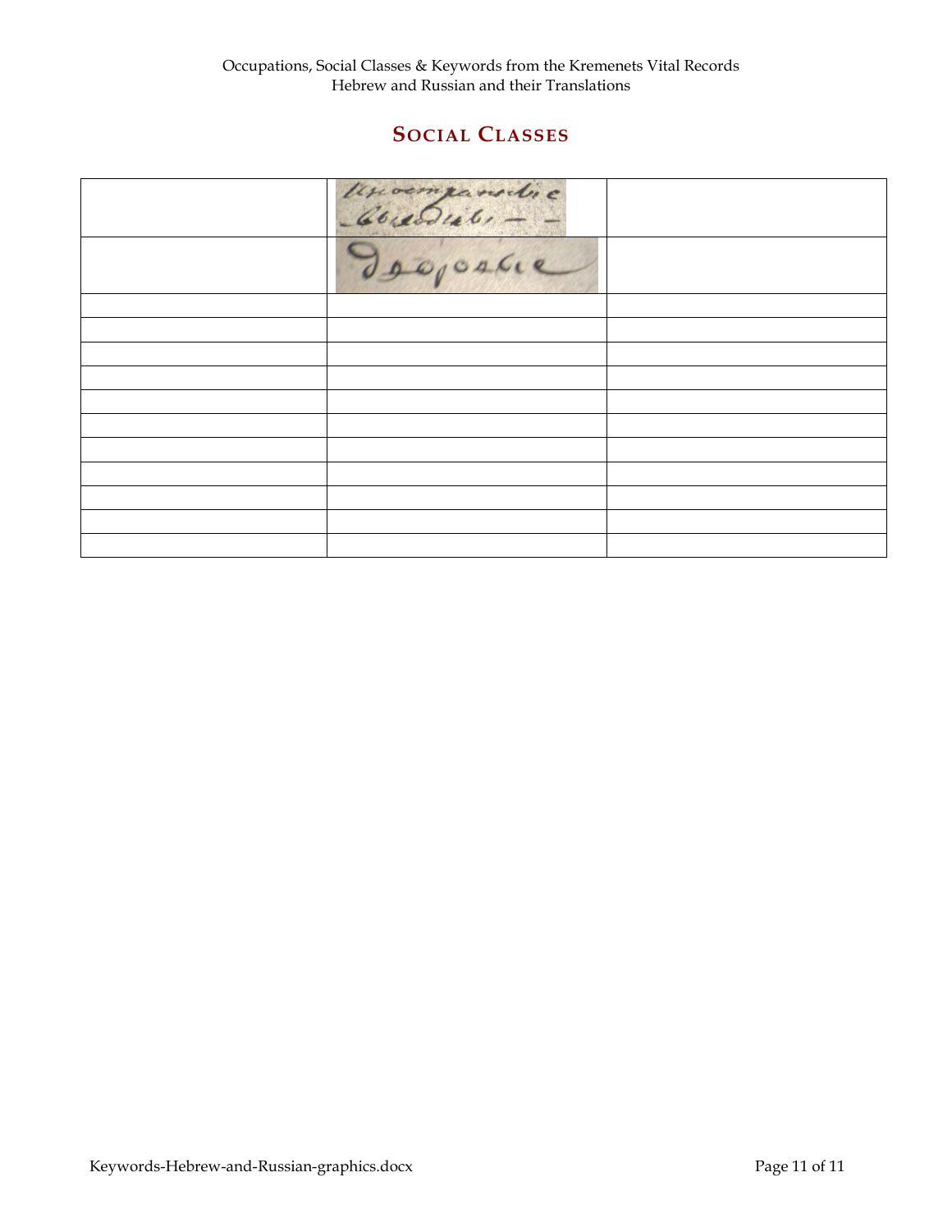## SOCIAL CLASSES

| | | |
|---|---|---|
| | Иностранные подданные | |
| | Дворяне | |
| | | |
| | | |
| | | |
| | | |
| | | |
| | | |
| | | |
| | | |
| | | |
| | | |
| | | |